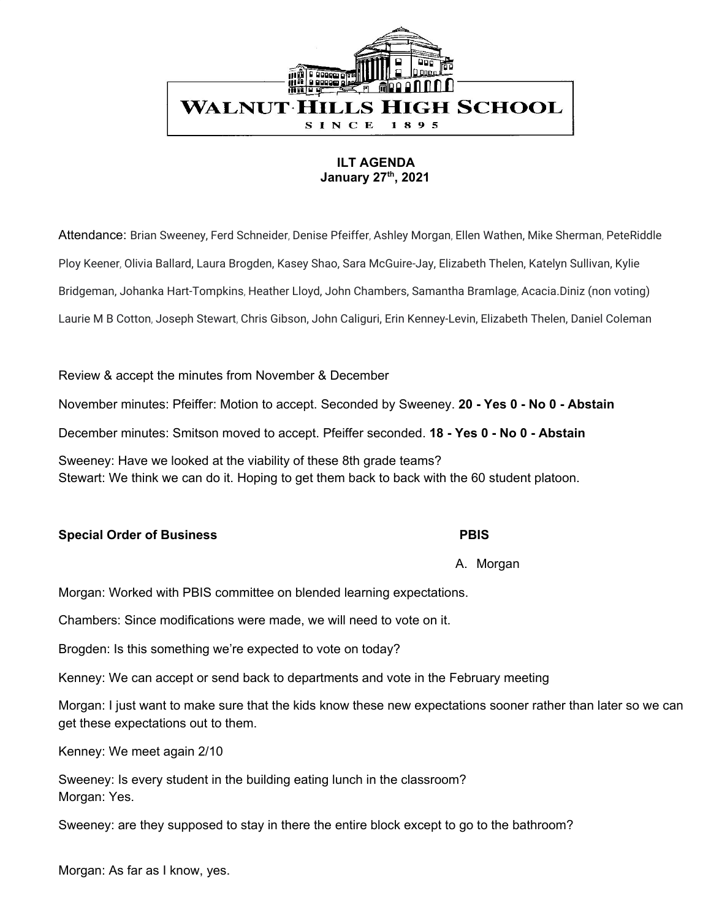# WALNUT·HILLS HIGH SCHOOL

SINCE 1895

**ILT AGENDA**
**January 27th, 2021**

Attendance: Brian Sweeney, Ferd Schneider, Denise Pfeiffer, Ashley Morgan, Ellen Wathen, Mike Sherman, PeteRiddle Ploy Keener, Olivia Ballard, Laura Brogden, Kasey Shao, Sara McGuire-Jay, Elizabeth Thelen, Katelyn Sullivan, Kylie Bridgeman, Johanka Hart-Tompkins, Heather Lloyd, John Chambers, Samantha Bramlage, Acacia.Diniz (non voting) Laurie M B Cotton, Joseph Stewart, Chris Gibson, John Caliguri, Erin Kenney-Levin, Elizabeth Thelen, Daniel Coleman

Review & accept the minutes from November & December

November minutes: Pfeiffer: Motion to accept. Seconded by Sweeney. **20 - Yes 0 - No 0 - Abstain**

December minutes: Smitson moved to accept. Pfeiffer seconded. **18 - Yes 0 - No 0 - Abstain**

Sweeney: Have we looked at the viability of these 8th grade teams?
Stewart: We think we can do it. Hoping to get them back to back with the 60 student platoon.

**Special Order of Business** **PBIS**

A. Morgan

Morgan: Worked with PBIS committee on blended learning expectations.

Chambers: Since modifications were made, we will need to vote on it.

Brogden: Is this something we're expected to vote on today?

Kenney: We can accept or send back to departments and vote in the February meeting

Morgan: I just want to make sure that the kids know these new expectations sooner rather than later so we can get these expectations out to them.

Kenney: We meet again 2/10

Sweeney: Is every student in the building eating lunch in the classroom?
Morgan: Yes.

Sweeney: are they supposed to stay in there the entire block except to go to the bathroom?

Morgan: As far as I know, yes.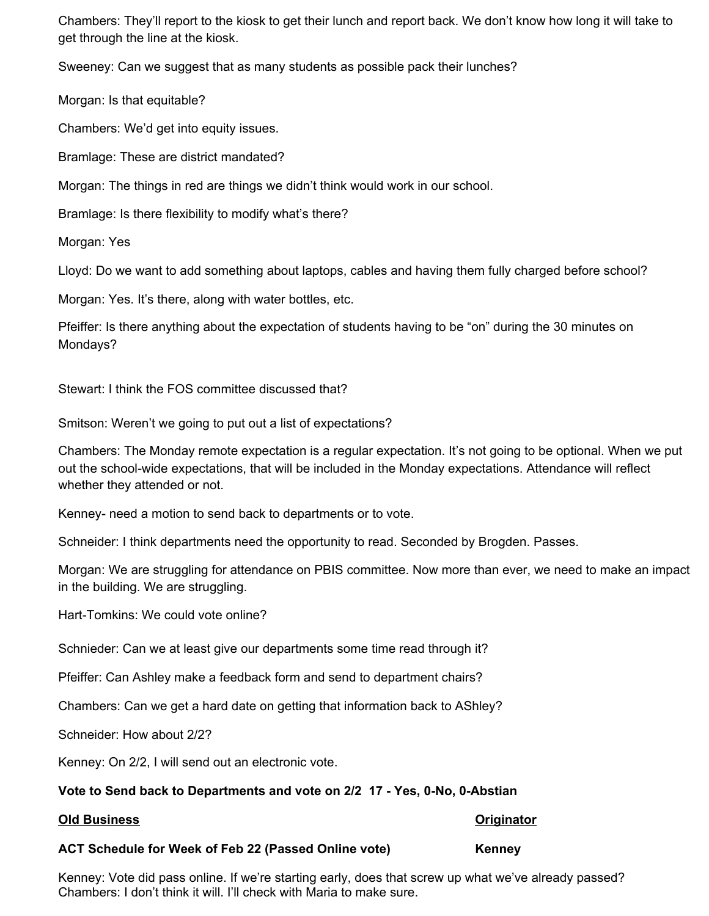Chambers: They'll report to the kiosk to get their lunch and report back. We don't know how long it will take to get through the line at the kiosk.

Sweeney: Can we suggest that as many students as possible pack their lunches?

Morgan: Is that equitable?

Chambers: We'd get into equity issues.

Bramlage: These are district mandated?

Morgan: The things in red are things we didn't think would work in our school.

Bramlage: Is there flexibility to modify what's there?

Morgan: Yes

Lloyd: Do we want to add something about laptops, cables and having them fully charged before school?

Morgan: Yes. It's there, along with water bottles, etc.

Pfeiffer: Is there anything about the expectation of students having to be "on" during the 30 minutes on Mondays?

Stewart: I think the FOS committee discussed that?

Smitson: Weren't we going to put out a list of expectations?

Chambers: The Monday remote expectation is a regular expectation. It's not going to be optional. When we put out the school-wide expectations, that will be included in the Monday expectations. Attendance will reflect whether they attended or not.

Kenney- need a motion to send back to departments or to vote.

Schneider: I think departments need the opportunity to read. Seconded by Brogden. Passes.

Morgan: We are struggling for attendance on PBIS committee. Now more than ever, we need to make an impact in the building. We are struggling.

Hart-Tomkins: We could vote online?

Schnieder: Can we at least give our departments some time read through it?

Pfeiffer: Can Ashley make a feedback form and send to department chairs?

Chambers: Can we get a hard date on getting that information back to AShley?

Schneider: How about 2/2?

Kenney: On 2/2, I will send out an electronic vote.

**Vote to Send back to Departments and vote on 2/2 17 - Yes, 0-No, 0-Abstian**

| **Old Business** | **Originator** |
| --- | --- |
| **ACT Schedule for Week of Feb 22 (Passed Online vote)** | **Kenney** |

Kenney: Vote did pass online. If we're starting early, does that screw up what we've already passed?
Chambers: I don't think it will. I'll check with Maria to make sure.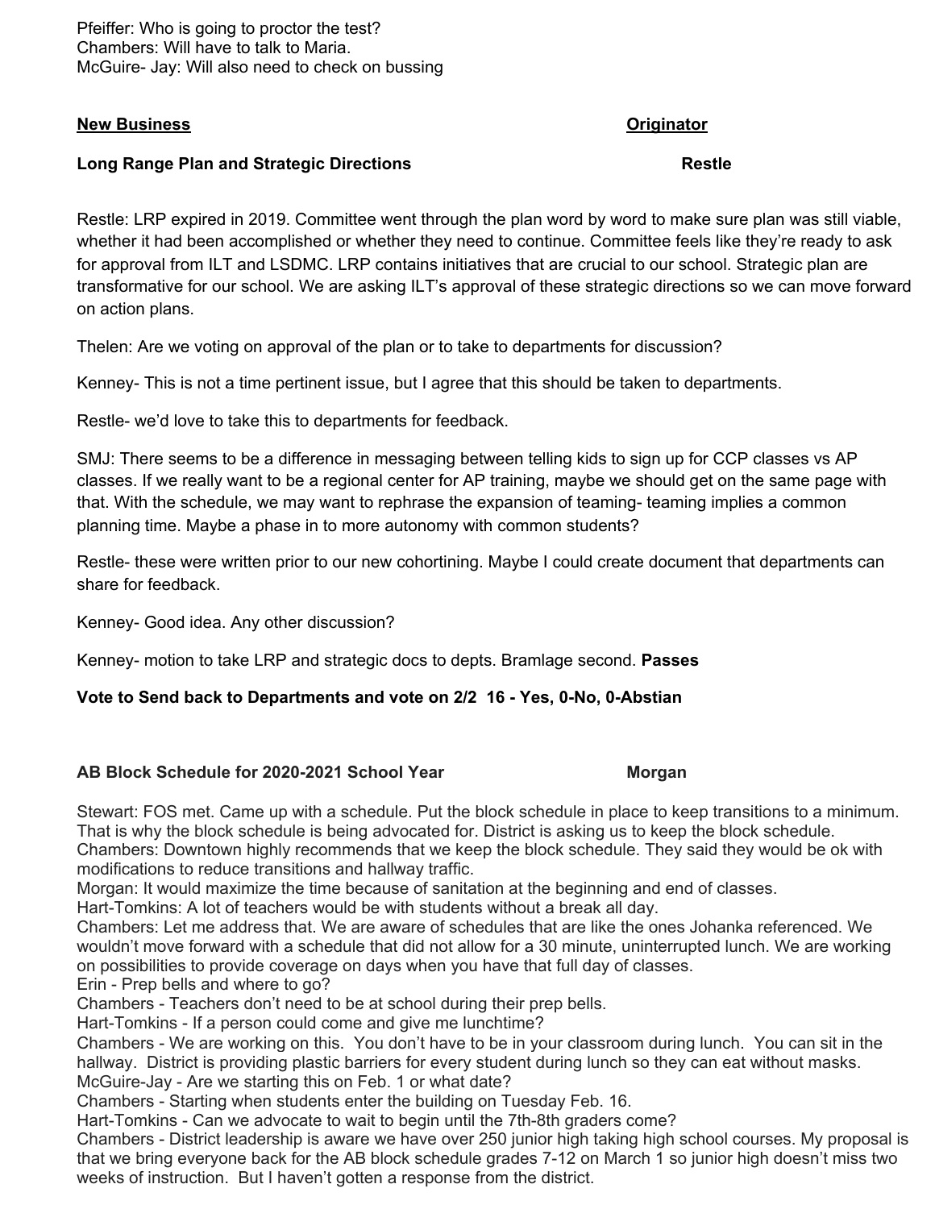Pfeiffer: Who is going to proctor the test?
Chambers: Will have to talk to Maria.
McGuire- Jay: Will also need to check on bussing

**New Business** **Originator**

**Long Range Plan and Strategic Directions** **Restle**

Restle: LRP expired in 2019. Committee went through the plan word by word to make sure plan was still viable, whether it had been accomplished or whether they need to continue. Committee feels like they're ready to ask for approval from ILT and LSDMC. LRP contains initiatives that are crucial to our school. Strategic plan are transformative for our school. We are asking ILT's approval of these strategic directions so we can move forward on action plans.

Thelen: Are we voting on approval of the plan or to take to departments for discussion?

Kenney- This is not a time pertinent issue, but I agree that this should be taken to departments.

Restle- we'd love to take this to departments for feedback.

SMJ: There seems to be a difference in messaging between telling kids to sign up for CCP classes vs AP classes. If we really want to be a regional center for AP training, maybe we should get on the same page with that. With the schedule, we may want to rephrase the expansion of teaming- teaming implies a common planning time. Maybe a phase in to more autonomy with common students?

Restle- these were written prior to our new cohortining. Maybe I could create document that departments can share for feedback.

Kenney- Good idea. Any other discussion?

Kenney- motion to take LRP and strategic docs to depts. Bramlage second. **Passes**

**Vote to Send back to Departments and vote on 2/2 16 - Yes, 0-No, 0-Abstian**

**AB Block Schedule for 2020-2021 School Year** **Morgan**

Stewart: FOS met. Came up with a schedule. Put the block schedule in place to keep transitions to a minimum. That is why the block schedule is being advocated for. District is asking us to keep the block schedule.
Chambers: Downtown highly recommends that we keep the block schedule. They said they would be ok with modifications to reduce transitions and hallway traffic.
Morgan: It would maximize the time because of sanitation at the beginning and end of classes.
Hart-Tomkins: A lot of teachers would be with students without a break all day.
Chambers: Let me address that. We are aware of schedules that are like the ones Johanka referenced. We wouldn't move forward with a schedule that did not allow for a 30 minute, uninterrupted lunch. We are working on possibilities to provide coverage on days when you have that full day of classes.
Erin - Prep bells and where to go?
Chambers - Teachers don't need to be at school during their prep bells.
Hart-Tomkins - If a person could come and give me lunchtime?
Chambers - We are working on this. You don't have to be in your classroom during lunch. You can sit in the hallway. District is providing plastic barriers for every student during lunch so they can eat without masks.
McGuire-Jay - Are we starting this on Feb. 1 or what date?
Chambers - Starting when students enter the building on Tuesday Feb. 16.
Hart-Tomkins - Can we advocate to wait to begin until the 7th-8th graders come?
Chambers - District leadership is aware we have over 250 junior high taking high school courses. My proposal is that we bring everyone back for the AB block schedule grades 7-12 on March 1 so junior high doesn't miss two weeks of instruction. But I haven't gotten a response from the district.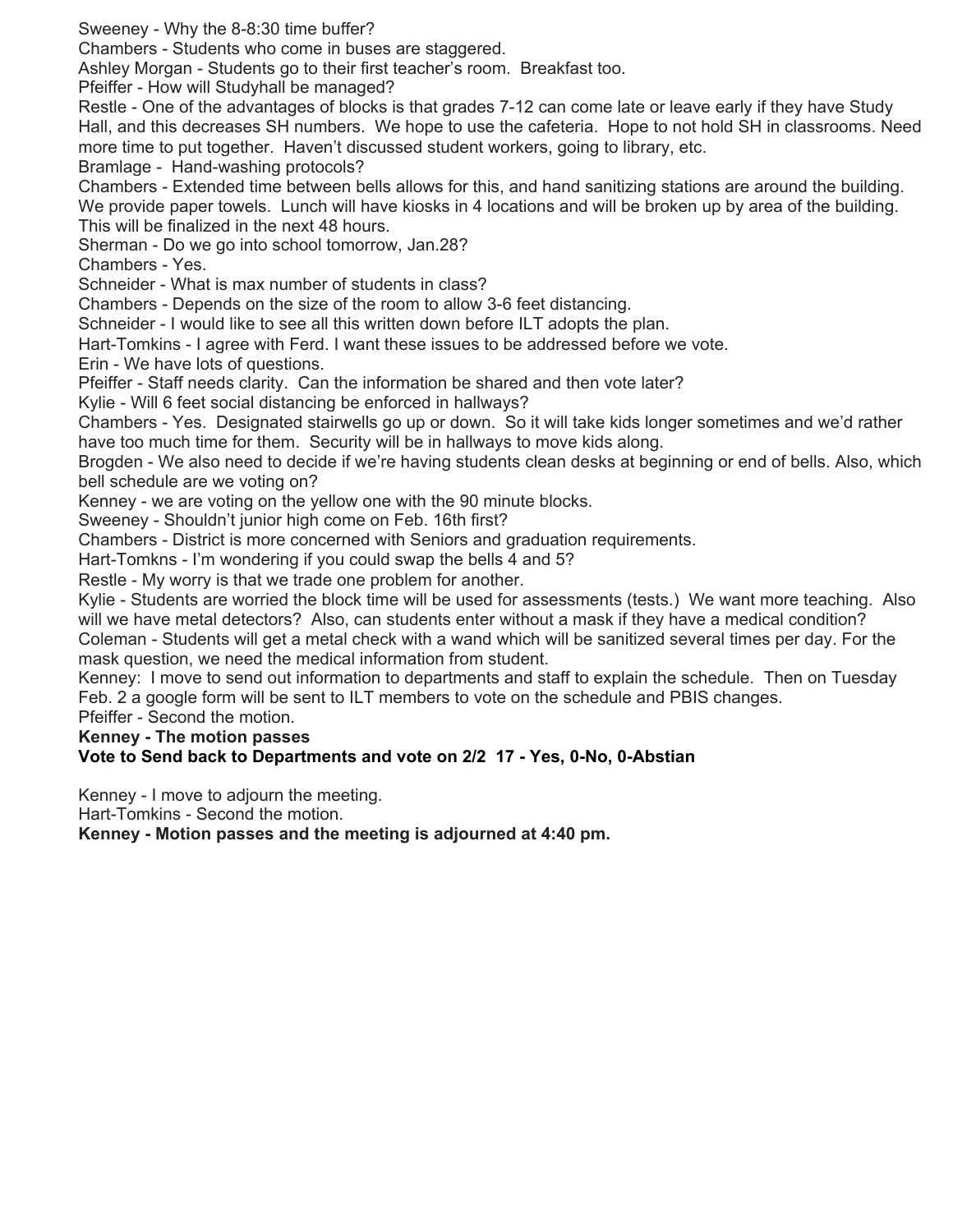Sweeney - Why the 8-8:30 time buffer?
Chambers - Students who come in buses are staggered.
Ashley Morgan - Students go to their first teacher's room. Breakfast too.
Pfeiffer - How will Studyhall be managed?
Restle - One of the advantages of blocks is that grades 7-12 can come late or leave early if they have Study Hall, and this decreases SH numbers. We hope to use the cafeteria. Hope to not hold SH in classrooms. Need more time to put together. Haven't discussed student workers, going to library, etc.
Bramlage - Hand-washing protocols?
Chambers - Extended time between bells allows for this, and hand sanitizing stations are around the building. We provide paper towels. Lunch will have kiosks in 4 locations and will be broken up by area of the building. This will be finalized in the next 48 hours.
Sherman - Do we go into school tomorrow, Jan.28?
Chambers - Yes.
Schneider - What is max number of students in class?
Chambers - Depends on the size of the room to allow 3-6 feet distancing.
Schneider - I would like to see all this written down before ILT adopts the plan.
Hart-Tomkins - I agree with Ferd. I want these issues to be addressed before we vote.
Erin - We have lots of questions.
Pfeiffer - Staff needs clarity. Can the information be shared and then vote later?
Kylie - Will 6 feet social distancing be enforced in hallways?
Chambers - Yes. Designated stairwells go up or down. So it will take kids longer sometimes and we'd rather have too much time for them. Security will be in hallways to move kids along.
Brogden - We also need to decide if we're having students clean desks at beginning or end of bells. Also, which bell schedule are we voting on?
Kenney - we are voting on the yellow one with the 90 minute blocks.
Sweeney - Shouldn't junior high come on Feb. 16th first?
Chambers - District is more concerned with Seniors and graduation requirements.
Hart-Tomkns - I'm wondering if you could swap the bells 4 and 5?
Restle - My worry is that we trade one problem for another.
Kylie - Students are worried the block time will be used for assessments (tests.) We want more teaching. Also will we have metal detectors? Also, can students enter without a mask if they have a medical condition?
Coleman - Students will get a metal check with a wand which will be sanitized several times per day. For the mask question, we need the medical information from student.
Kenney: I move to send out information to departments and staff to explain the schedule. Then on Tuesday Feb. 2 a google form will be sent to ILT members to vote on the schedule and PBIS changes.
Pfeiffer - Second the motion.
**Kenney - The motion passes**
**Vote to Send back to Departments and vote on 2/2 17 - Yes, 0-No, 0-Abstian**

Kenney - I move to adjourn the meeting.
Hart-Tomkins - Second the motion.
**Kenney - Motion passes and the meeting is adjourned at 4:40 pm.**